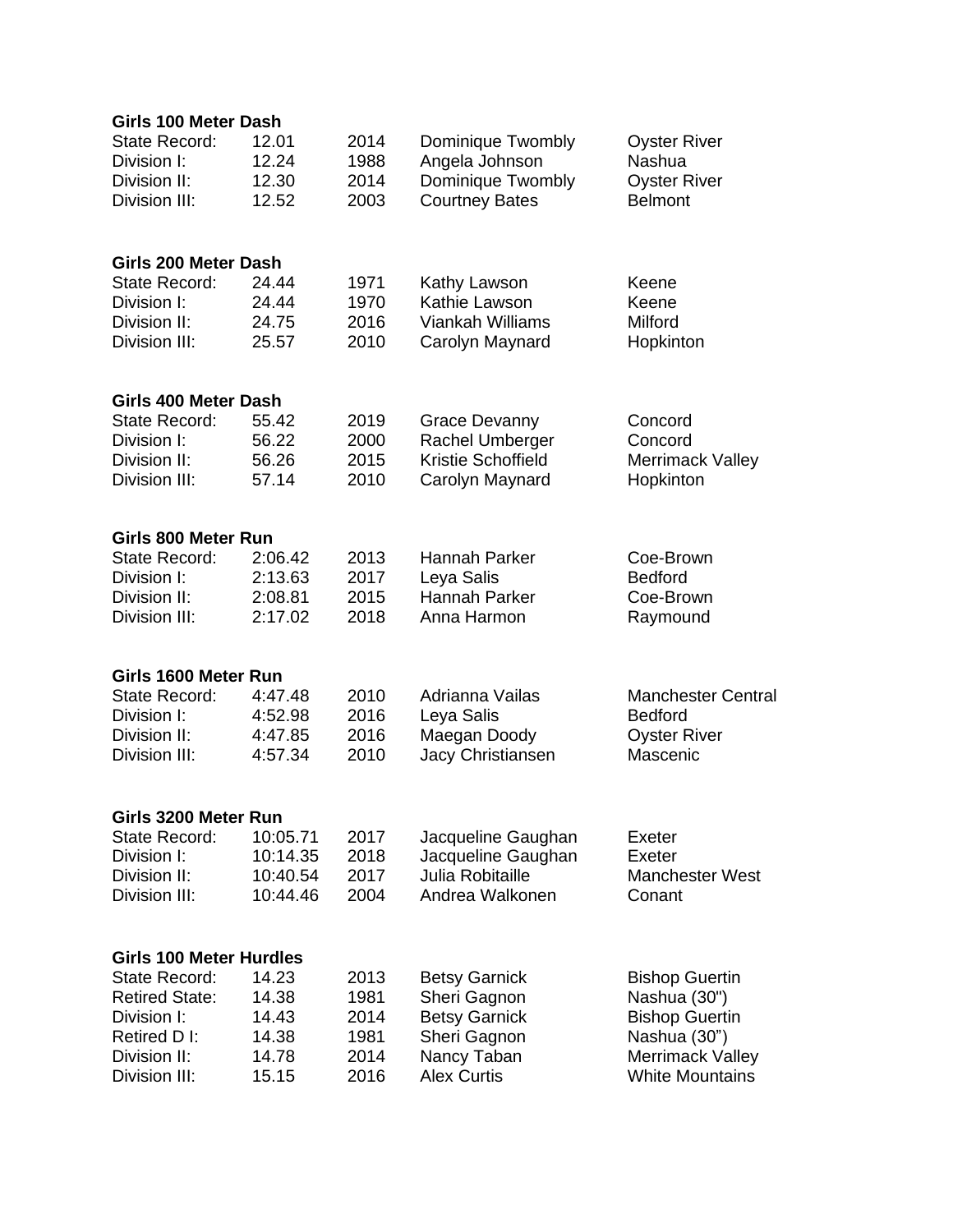**Girls 100 Meter Dash**

| | | | | |
|---|---|---|---|---|
| State Record: | 12.01 | 2014 | Dominique Twombly | Oyster River |
| Division I: | 12.24 | 1988 | Angela Johnson | Nashua |
| Division II: | 12.30 | 2014 | Dominique Twombly | Oyster River |
| Division III: | 12.52 | 2003 | Courtney Bates | Belmont |

**Girls 200 Meter Dash**

| | | | | |
|---|---|---|---|---|
| State Record: | 24.44 | 1971 | Kathy Lawson | Keene |
| Division I: | 24.44 | 1970 | Kathie Lawson | Keene |
| Division II: | 24.75 | 2016 | Viankah Williams | Milford |
| Division III: | 25.57 | 2010 | Carolyn Maynard | Hopkinton |

**Girls 400 Meter Dash**

| | | | | |
|---|---|---|---|---|
| State Record: | 55.42 | 2019 | Grace Devanny | Concord |
| Division I: | 56.22 | 2000 | Rachel Umberger | Concord |
| Division II: | 56.26 | 2015 | Kristie Schoffield | Merrimack Valley |
| Division III: | 57.14 | 2010 | Carolyn Maynard | Hopkinton |

**Girls 800 Meter Run**

| | | | | |
|---|---|---|---|---|
| State Record: | 2:06.42 | 2013 | Hannah Parker | Coe-Brown |
| Division I: | 2:13.63 | 2017 | Leya Salis | Bedford |
| Division II: | 2:08.81 | 2015 | Hannah Parker | Coe-Brown |
| Division III: | 2:17.02 | 2018 | Anna Harmon | Raymound |

**Girls 1600 Meter Run**

| | | | | |
|---|---|---|---|---|
| State Record: | 4:47.48 | 2010 | Adrianna Vailas | Manchester Central |
| Division I: | 4:52.98 | 2016 | Leya Salis | Bedford |
| Division II: | 4:47.85 | 2016 | Maegan Doody | Oyster River |
| Division III: | 4:57.34 | 2010 | Jacy Christiansen | Mascenic |

**Girls 3200 Meter Run**

| | | | | |
|---|---|---|---|---|
| State Record: | 10:05.71 | 2017 | Jacqueline Gaughan | Exeter |
| Division I: | 10:14.35 | 2018 | Jacqueline Gaughan | Exeter |
| Division II: | 10:40.54 | 2017 | Julia Robitaille | Manchester West |
| Division III: | 10:44.46 | 2004 | Andrea Walkonen | Conant |

**Girls 100 Meter Hurdles**

| | | | | |
|---|---|---|---|---|
| State Record: | 14.23 | 2013 | Betsy Garnick | Bishop Guertin |
| Retired State: | 14.38 | 1981 | Sheri Gagnon | Nashua (30") |
| Division I: | 14.43 | 2014 | Betsy Garnick | Bishop Guertin |
| Retired D I: | 14.38 | 1981 | Sheri Gagnon | Nashua (30") |
| Division II: | 14.78 | 2014 | Nancy Taban | Merrimack Valley |
| Division III: | 15.15 | 2016 | Alex Curtis | White Mountains |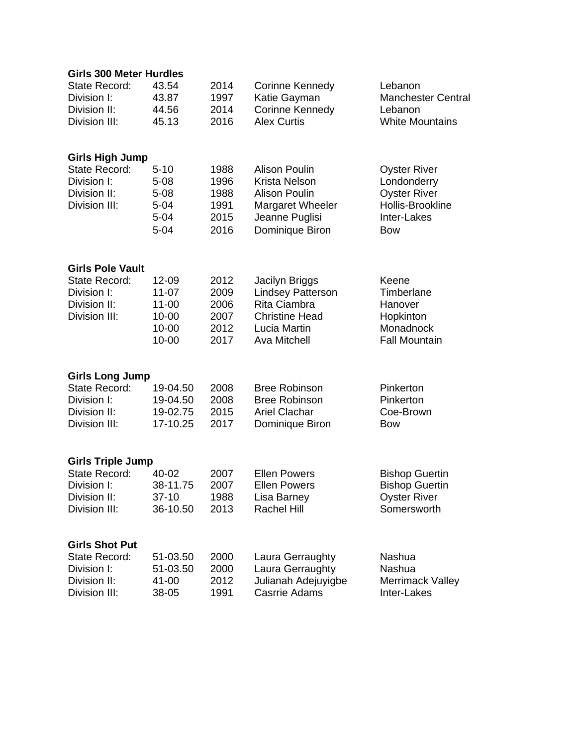### Girls 300 Meter Hurdles

| | | | | |
|---|---|---|---|---|
| State Record: | 43.54 | 2014 | Corinne Kennedy | Lebanon |
| Division I: | 43.87 | 1997 | Katie Gayman | Manchester Central |
| Division II: | 44.56 | 2014 | Corinne Kennedy | Lebanon |
| Division III: | 45.13 | 2016 | Alex Curtis | White Mountains |

### Girls High Jump

| | | | | |
|---|---|---|---|---|
| State Record: | 5-10 | 1988 | Alison Poulin | Oyster River |
| Division I: | 5-08 | 1996 | Krista Nelson | Londonderry |
| Division II: | 5-08 | 1988 | Alison Poulin | Oyster River |
| Division III: | 5-04 | 1991 | Margaret Wheeler | Hollis-Brookline |
| | 5-04 | 2015 | Jeanne Puglisi | Inter-Lakes |
| | 5-04 | 2016 | Dominique Biron | Bow |

### Girls Pole Vault

| | | | | |
|---|---|---|---|---|
| State Record: | 12-09 | 2012 | Jacilyn Briggs | Keene |
| Division I: | 11-07 | 2009 | Lindsey Patterson | Timberlane |
| Division II: | 11-00 | 2006 | Rita Ciambra | Hanover |
| Division III: | 10-00 | 2007 | Christine Head | Hopkinton |
| | 10-00 | 2012 | Lucia Martin | Monadnock |
| | 10-00 | 2017 | Ava Mitchell | Fall Mountain |

### Girls Long Jump

| | | | | |
|---|---|---|---|---|
| State Record: | 19-04.50 | 2008 | Bree Robinson | Pinkerton |
| Division I: | 19-04.50 | 2008 | Bree Robinson | Pinkerton |
| Division II: | 19-02.75 | 2015 | Ariel Clachar | Coe-Brown |
| Division III: | 17-10.25 | 2017 | Dominique Biron | Bow |

### Girls Triple Jump

| | | | | |
|---|---|---|---|---|
| State Record: | 40-02 | 2007 | Ellen Powers | Bishop Guertin |
| Division I: | 38-11.75 | 2007 | Ellen Powers | Bishop Guertin |
| Division II: | 37-10 | 1988 | Lisa Barney | Oyster River |
| Division III: | 36-10.50 | 2013 | Rachel Hill | Somersworth |

### Girls Shot Put

| | | | | |
|---|---|---|---|---|
| State Record: | 51-03.50 | 2000 | Laura Gerraughty | Nashua |
| Division I: | 51-03.50 | 2000 | Laura Gerraughty | Nashua |
| Division II: | 41-00 | 2012 | Julianah Adejuyigbe | Merrimack Valley |
| Division III: | 38-05 | 1991 | Casrrie Adams | Inter-Lakes |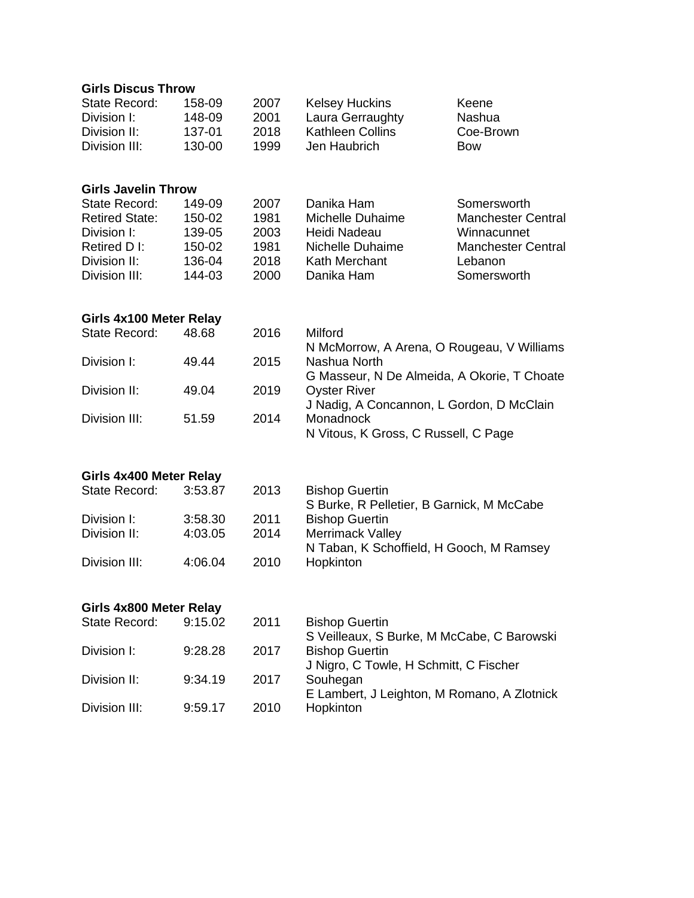### Girls Discus Throw

| | | | | |
|---|---|---|---|---|
| State Record: | 158-09 | 2007 | Kelsey Huckins | Keene |
| Division I: | 148-09 | 2001 | Laura Gerraughty | Nashua |
| Division II: | 137-01 | 2018 | Kathleen Collins | Coe-Brown |
| Division III: | 130-00 | 1999 | Jen Haubrich | Bow |

### Girls Javelin Throw

| | | | | |
|---|---|---|---|---|
| State Record: | 149-09 | 2007 | Danika Ham | Somersworth |
| Retired State: | 150-02 | 1981 | Michelle Duhaime | Manchester Central |
| Division I: | 139-05 | 2003 | Heidi Nadeau | Winnacunnet |
| Retired D I: | 150-02 | 1981 | Nichelle Duhaime | Manchester Central |
| Division II: | 136-04 | 2018 | Kath Merchant | Lebanon |
| Division III: | 144-03 | 2000 | Danika Ham | Somersworth |

### Girls 4x100 Meter Relay

| | | | |
|---|---|---|---|
| State Record: | 48.68 | 2016 | Milford<br>N McMorrow, A Arena, O Rougeau, V Williams |
| Division I: | 49.44 | 2015 | Nashua North<br>G Masseur, N De Almeida, A Okorie, T Choate |
| Division II: | 49.04 | 2019 | Oyster River<br>J Nadig, A Concannon, L Gordon, D McClain |
| Division III: | 51.59 | 2014 | Monadnock<br>N Vitous, K Gross, C Russell, C Page |

### Girls 4x400 Meter Relay

| | | | |
|---|---|---|---|
| State Record: | 3:53.87 | 2013 | Bishop Guertin<br>S Burke, R Pelletier, B Garnick, M McCabe |
| Division I: | 3:58.30 | 2011 | Bishop Guertin |
| Division II: | 4:03.05 | 2014 | Merrimack Valley<br>N Taban, K Schoffield, H Gooch, M Ramsey |
| Division III: | 4:06.04 | 2010 | Hopkinton |

### Girls 4x800 Meter Relay

| | | | |
|---|---|---|---|
| State Record: | 9:15.02 | 2011 | Bishop Guertin<br>S Veilleaux, S Burke, M McCabe, C Barowski |
| Division I: | 9:28.28 | 2017 | Bishop Guertin<br>J Nigro, C Towle, H Schmitt, C Fischer |
| Division II: | 9:34.19 | 2017 | Souhegan<br>E Lambert, J Leighton, M Romano, A Zlotnick |
| Division III: | 9:59.17 | 2010 | Hopkinton |